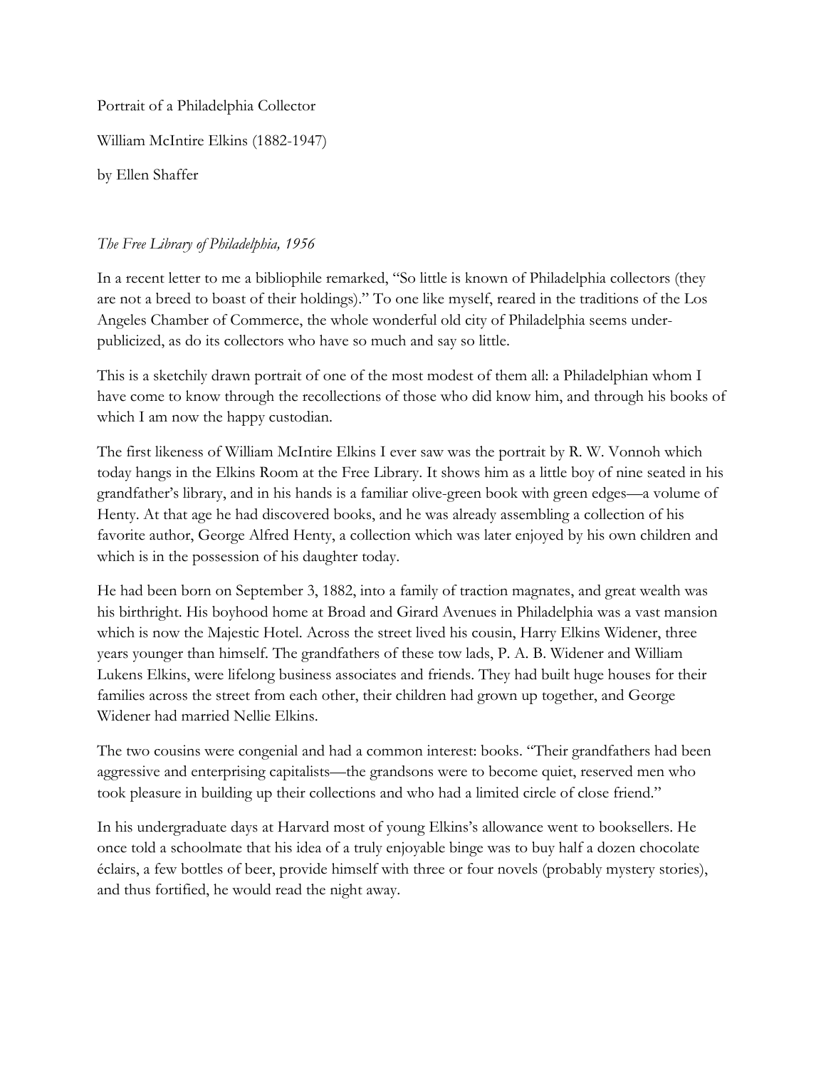Portrait of a Philadelphia Collector

William McIntire Elkins (1882-1947)

by Ellen Shaffer

*The Free Library of Philadelphia, 1956*

In a recent letter to me a bibliophile remarked, "So little is known of Philadelphia collectors (they are not a breed to boast of their holdings)." To one like myself, reared in the traditions of the Los Angeles Chamber of Commerce, the whole wonderful old city of Philadelphia seems under-publicized, as do its collectors who have so much and say so little.

This is a sketchily drawn portrait of one of the most modest of them all: a Philadelphian whom I have come to know through the recollections of those who did know him, and through his books of which I am now the happy custodian.

The first likeness of William McIntire Elkins I ever saw was the portrait by R. W. Vonnoh which today hangs in the Elkins Room at the Free Library. It shows him as a little boy of nine seated in his grandfather's library, and in his hands is a familiar olive-green book with green edges—a volume of Henty. At that age he had discovered books, and he was already assembling a collection of his favorite author, George Alfred Henty, a collection which was later enjoyed by his own children and which is in the possession of his daughter today.

He had been born on September 3, 1882, into a family of traction magnates, and great wealth was his birthright. His boyhood home at Broad and Girard Avenues in Philadelphia was a vast mansion which is now the Majestic Hotel. Across the street lived his cousin, Harry Elkins Widener, three years younger than himself. The grandfathers of these tow lads, P. A. B. Widener and William Lukens Elkins, were lifelong business associates and friends. They had built huge houses for their families across the street from each other, their children had grown up together, and George Widener had married Nellie Elkins.

The two cousins were congenial and had a common interest: books. "Their grandfathers had been aggressive and enterprising capitalists—the grandsons were to become quiet, reserved men who took pleasure in building up their collections and who had a limited circle of close friend."

In his undergraduate days at Harvard most of young Elkins's allowance went to booksellers. He once told a schoolmate that his idea of a truly enjoyable binge was to buy half a dozen chocolate éclairs, a few bottles of beer, provide himself with three or four novels (probably mystery stories), and thus fortified, he would read the night away.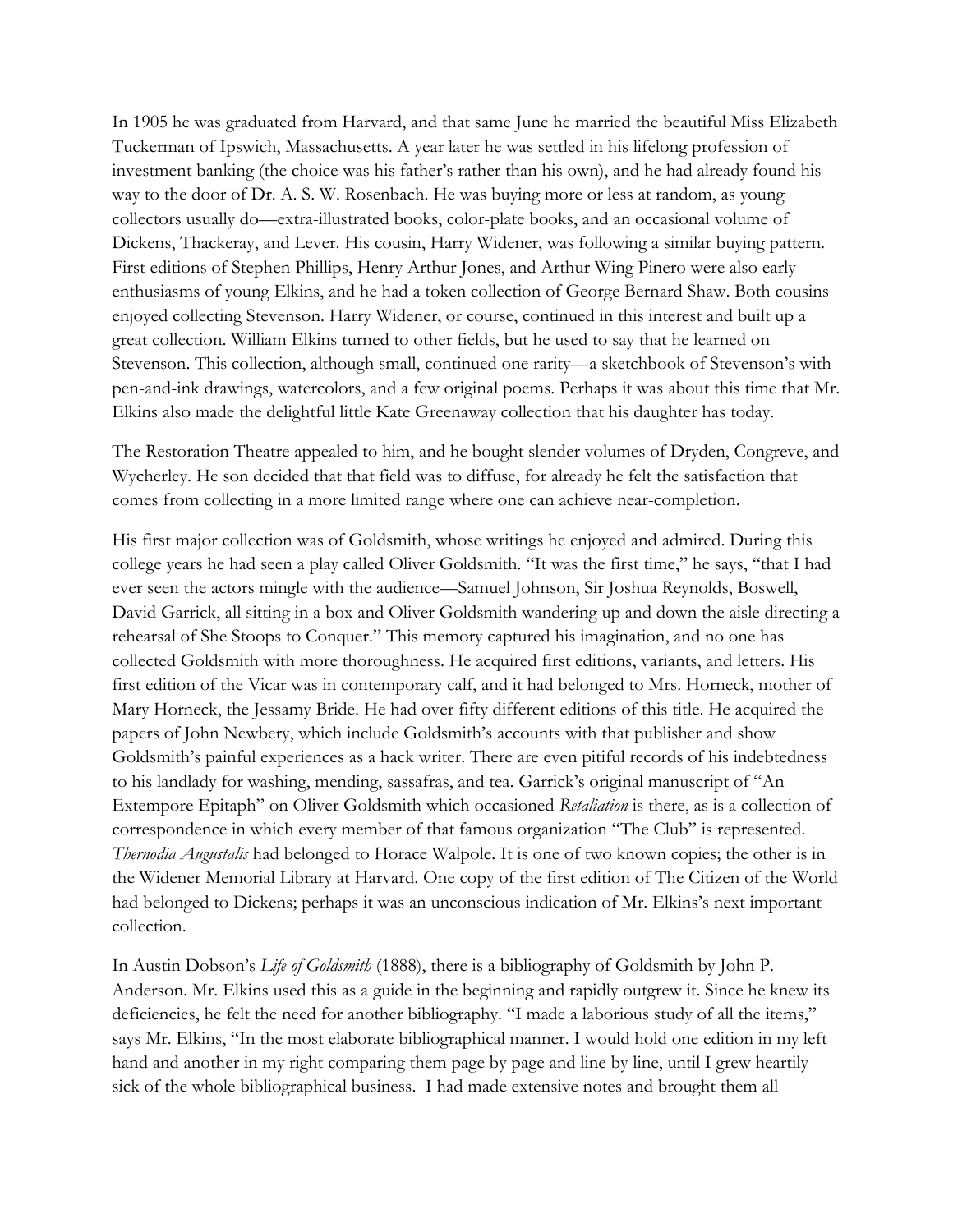In 1905 he was graduated from Harvard, and that same June he married the beautiful Miss Elizabeth Tuckerman of Ipswich, Massachusetts. A year later he was settled in his lifelong profession of investment banking (the choice was his father's rather than his own), and he had already found his way to the door of Dr. A. S. W. Rosenbach. He was buying more or less at random, as young collectors usually do—extra-illustrated books, color-plate books, and an occasional volume of Dickens, Thackeray, and Lever. His cousin, Harry Widener, was following a similar buying pattern. First editions of Stephen Phillips, Henry Arthur Jones, and Arthur Wing Pinero were also early enthusiasms of young Elkins, and he had a token collection of George Bernard Shaw. Both cousins enjoyed collecting Stevenson. Harry Widener, or course, continued in this interest and built up a great collection. William Elkins turned to other fields, but he used to say that he learned on Stevenson. This collection, although small, continued one rarity—a sketchbook of Stevenson's with pen-and-ink drawings, watercolors, and a few original poems. Perhaps it was about this time that Mr. Elkins also made the delightful little Kate Greenaway collection that his daughter has today.

The Restoration Theatre appealed to him, and he bought slender volumes of Dryden, Congreve, and Wycherley. He son decided that that field was to diffuse, for already he felt the satisfaction that comes from collecting in a more limited range where one can achieve near-completion.

His first major collection was of Goldsmith, whose writings he enjoyed and admired. During this college years he had seen a play called Oliver Goldsmith. "It was the first time," he says, "that I had ever seen the actors mingle with the audience—Samuel Johnson, Sir Joshua Reynolds, Boswell, David Garrick, all sitting in a box and Oliver Goldsmith wandering up and down the aisle directing a rehearsal of She Stoops to Conquer." This memory captured his imagination, and no one has collected Goldsmith with more thoroughness. He acquired first editions, variants, and letters. His first edition of the Vicar was in contemporary calf, and it had belonged to Mrs. Horneck, mother of Mary Horneck, the Jessamy Bride. He had over fifty different editions of this title. He acquired the papers of John Newbery, which include Goldsmith's accounts with that publisher and show Goldsmith's painful experiences as a hack writer. There are even pitiful records of his indebtedness to his landlady for washing, mending, sassafras, and tea. Garrick's original manuscript of "An Extempore Epitaph" on Oliver Goldsmith which occasioned *Retaliation* is there, as is a collection of correspondence in which every member of that famous organization "The Club" is represented. *Thernodia Augustalis* had belonged to Horace Walpole. It is one of two known copies; the other is in the Widener Memorial Library at Harvard. One copy of the first edition of The Citizen of the World had belonged to Dickens; perhaps it was an unconscious indication of Mr. Elkins's next important collection.

In Austin Dobson's *Life of Goldsmith* (1888), there is a bibliography of Goldsmith by John P. Anderson. Mr. Elkins used this as a guide in the beginning and rapidly outgrew it. Since he knew its deficiencies, he felt the need for another bibliography. "I made a laborious study of all the items," says Mr. Elkins, "In the most elaborate bibliographical manner. I would hold one edition in my left hand and another in my right comparing them page by page and line by line, until I grew heartily sick of the whole bibliographical business. I had made extensive notes and brought them all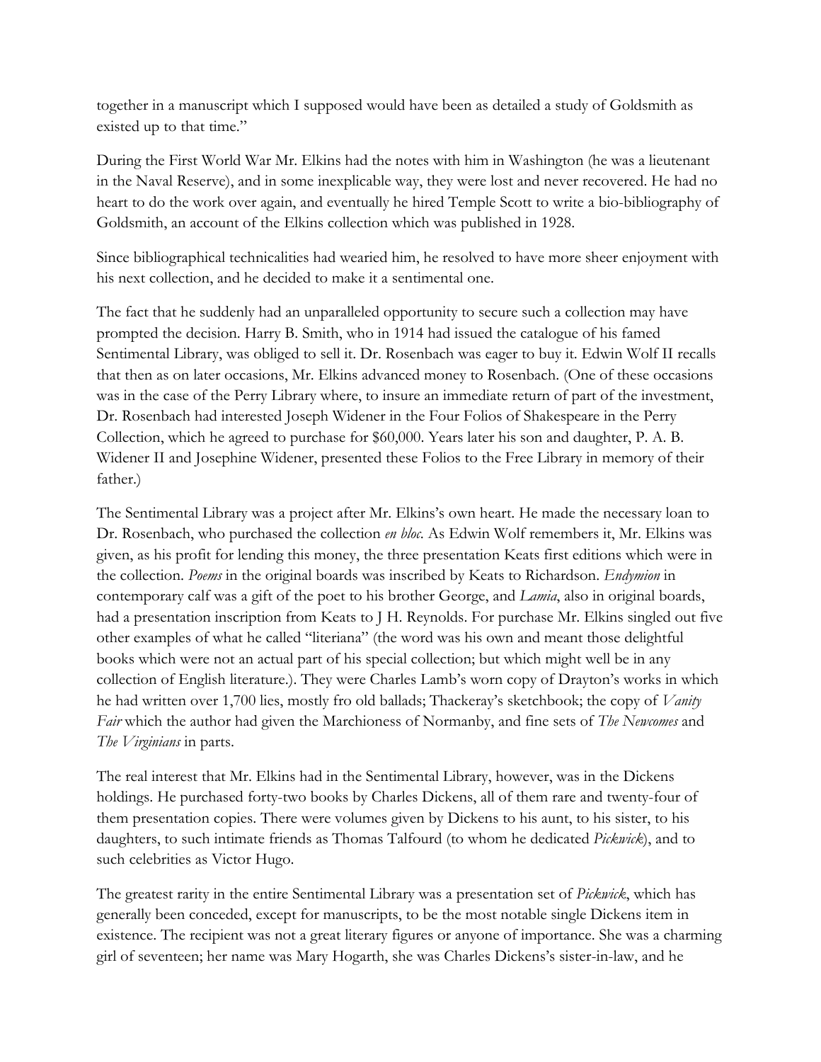together in a manuscript which I supposed would have been as detailed a study of Goldsmith as existed up to that time."

During the First World War Mr. Elkins had the notes with him in Washington (he was a lieutenant in the Naval Reserve), and in some inexplicable way, they were lost and never recovered. He had no heart to do the work over again, and eventually he hired Temple Scott to write a bio-bibliography of Goldsmith, an account of the Elkins collection which was published in 1928.

Since bibliographical technicalities had wearied him, he resolved to have more sheer enjoyment with his next collection, and he decided to make it a sentimental one.

The fact that he suddenly had an unparalleled opportunity to secure such a collection may have prompted the decision. Harry B. Smith, who in 1914 had issued the catalogue of his famed Sentimental Library, was obliged to sell it. Dr. Rosenbach was eager to buy it. Edwin Wolf II recalls that then as on later occasions, Mr. Elkins advanced money to Rosenbach. (One of these occasions was in the case of the Perry Library where, to insure an immediate return of part of the investment, Dr. Rosenbach had interested Joseph Widener in the Four Folios of Shakespeare in the Perry Collection, which he agreed to purchase for $60,000. Years later his son and daughter, P. A. B. Widener II and Josephine Widener, presented these Folios to the Free Library in memory of their father.)

The Sentimental Library was a project after Mr. Elkins's own heart. He made the necessary loan to Dr. Rosenbach, who purchased the collection *en bloc*. As Edwin Wolf remembers it, Mr. Elkins was given, as his profit for lending this money, the three presentation Keats first editions which were in the collection. *Poems* in the original boards was inscribed by Keats to Richardson. *Endymion* in contemporary calf was a gift of the poet to his brother George, and *Lamia*, also in original boards, had a presentation inscription from Keats to J H. Reynolds. For purchase Mr. Elkins singled out five other examples of what he called "literiana" (the word was his own and meant those delightful books which were not an actual part of his special collection; but which might well be in any collection of English literature.). They were Charles Lamb's worn copy of Drayton's works in which he had written over 1,700 lies, mostly fro old ballads; Thackeray's sketchbook; the copy of *Vanity Fair* which the author had given the Marchioness of Normanby, and fine sets of *The Newcomes* and *The Virginians* in parts.

The real interest that Mr. Elkins had in the Sentimental Library, however, was in the Dickens holdings. He purchased forty-two books by Charles Dickens, all of them rare and twenty-four of them presentation copies. There were volumes given by Dickens to his aunt, to his sister, to his daughters, to such intimate friends as Thomas Talfourd (to whom he dedicated *Pickwick*), and to such celebrities as Victor Hugo.

The greatest rarity in the entire Sentimental Library was a presentation set of *Pickwick*, which has generally been conceded, except for manuscripts, to be the most notable single Dickens item in existence. The recipient was not a great literary figures or anyone of importance. She was a charming girl of seventeen; her name was Mary Hogarth, she was Charles Dickens's sister-in-law, and he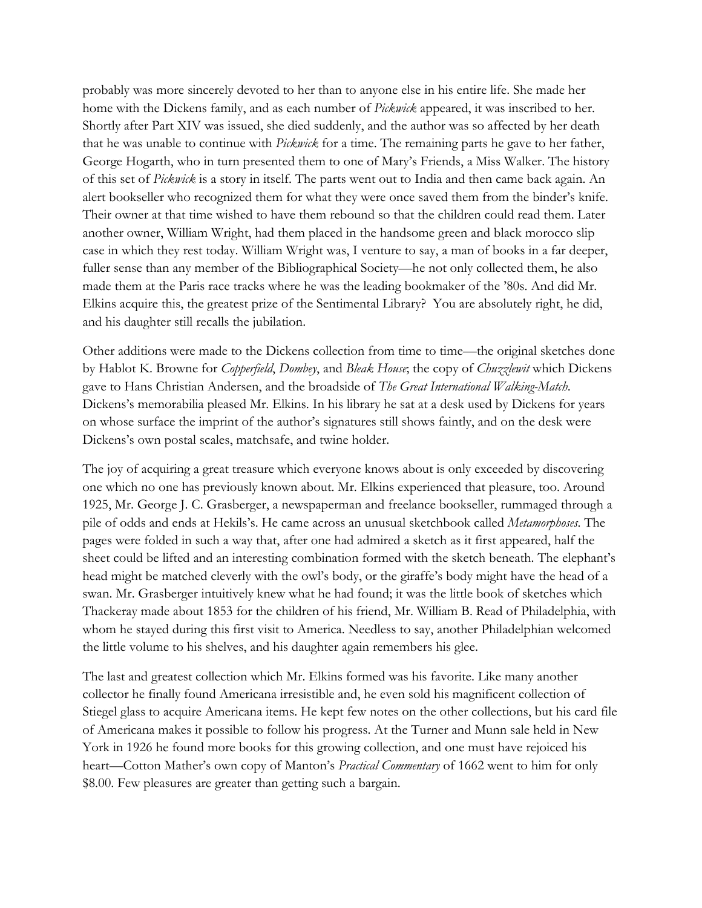probably was more sincerely devoted to her than to anyone else in his entire life. She made her home with the Dickens family, and as each number of *Pickwick* appeared, it was inscribed to her. Shortly after Part XIV was issued, she died suddenly, and the author was so affected by her death that he was unable to continue with *Pickwick* for a time. The remaining parts he gave to her father, George Hogarth, who in turn presented them to one of Mary's Friends, a Miss Walker. The history of this set of *Pickwick* is a story in itself. The parts went out to India and then came back again. An alert bookseller who recognized them for what they were once saved them from the binder's knife. Their owner at that time wished to have them rebound so that the children could read them. Later another owner, William Wright, had them placed in the handsome green and black morocco slip case in which they rest today. William Wright was, I venture to say, a man of books in a far deeper, fuller sense than any member of the Bibliographical Society—he not only collected them, he also made them at the Paris race tracks where he was the leading bookmaker of the '80s. And did Mr. Elkins acquire this, the greatest prize of the Sentimental Library? You are absolutely right, he did, and his daughter still recalls the jubilation.

Other additions were made to the Dickens collection from time to time—the original sketches done by Hablot K. Browne for *Copperfield*, *Dombey*, and *Bleak House*; the copy of *Chuzzlewit* which Dickens gave to Hans Christian Andersen, and the broadside of *The Great International Walking-Match*. Dickens's memorabilia pleased Mr. Elkins. In his library he sat at a desk used by Dickens for years on whose surface the imprint of the author's signatures still shows faintly, and on the desk were Dickens's own postal scales, matchsafe, and twine holder.

The joy of acquiring a great treasure which everyone knows about is only exceeded by discovering one which no one has previously known about. Mr. Elkins experienced that pleasure, too. Around 1925, Mr. George J. C. Grasberger, a newspaperman and freelance bookseller, rummaged through a pile of odds and ends at Hekils's. He came across an unusual sketchbook called *Metamorphoses*. The pages were folded in such a way that, after one had admired a sketch as it first appeared, half the sheet could be lifted and an interesting combination formed with the sketch beneath. The elephant's head might be matched cleverly with the owl's body, or the giraffe's body might have the head of a swan. Mr. Grasberger intuitively knew what he had found; it was the little book of sketches which Thackeray made about 1853 for the children of his friend, Mr. William B. Read of Philadelphia, with whom he stayed during this first visit to America. Needless to say, another Philadelphian welcomed the little volume to his shelves, and his daughter again remembers his glee.

The last and greatest collection which Mr. Elkins formed was his favorite. Like many another collector he finally found Americana irresistible and, he even sold his magnificent collection of Stiegel glass to acquire Americana items. He kept few notes on the other collections, but his card file of Americana makes it possible to follow his progress. At the Turner and Munn sale held in New York in 1926 he found more books for this growing collection, and one must have rejoiced his heart—Cotton Mather's own copy of Manton's *Practical Commentary* of 1662 went to him for only $8.00. Few pleasures are greater than getting such a bargain.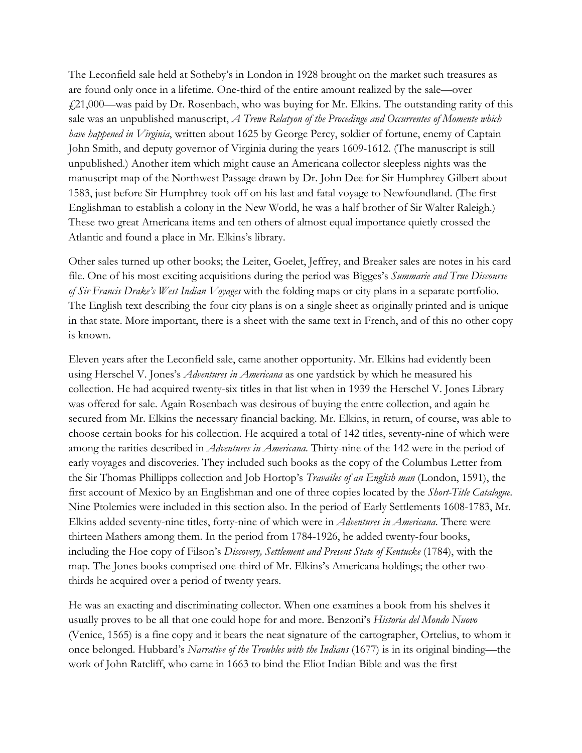The Leconfield sale held at Sotheby's in London in 1928 brought on the market such treasures as are found only once in a lifetime. One-third of the entire amount realized by the sale—over £21,000—was paid by Dr. Rosenbach, who was buying for Mr. Elkins. The outstanding rarity of this sale was an unpublished manuscript, *A Trewe Relatyon of the Procedinge and Occurrentes of Momente which have happened in Virginia*, written about 1625 by George Percy, soldier of fortune, enemy of Captain John Smith, and deputy governor of Virginia during the years 1609-1612. (The manuscript is still unpublished.) Another item which might cause an Americana collector sleepless nights was the manuscript map of the Northwest Passage drawn by Dr. John Dee for Sir Humphrey Gilbert about 1583, just before Sir Humphrey took off on his last and fatal voyage to Newfoundland. (The first Englishman to establish a colony in the New World, he was a half brother of Sir Walter Raleigh.) These two great Americana items and ten others of almost equal importance quietly crossed the Atlantic and found a place in Mr. Elkins's library.

Other sales turned up other books; the Leiter, Goelet, Jeffrey, and Breaker sales are notes in his card file. One of his most exciting acquisitions during the period was Bigges's *Summarie and True Discourse of Sir Francis Drake's West Indian Voyages* with the folding maps or city plans in a separate portfolio. The English text describing the four city plans is on a single sheet as originally printed and is unique in that state. More important, there is a sheet with the same text in French, and of this no other copy is known.

Eleven years after the Leconfield sale, came another opportunity. Mr. Elkins had evidently been using Herschel V. Jones's *Adventures in Americana* as one yardstick by which he measured his collection. He had acquired twenty-six titles in that list when in 1939 the Herschel V. Jones Library was offered for sale. Again Rosenbach was desirous of buying the entre collection, and again he secured from Mr. Elkins the necessary financial backing. Mr. Elkins, in return, of course, was able to choose certain books for his collection. He acquired a total of 142 titles, seventy-nine of which were among the rarities described in *Adventures in Americana*. Thirty-nine of the 142 were in the period of early voyages and discoveries. They included such books as the copy of the Columbus Letter from the Sir Thomas Phillipps collection and Job Hortop's *Travailes of an English man* (London, 1591), the first account of Mexico by an Englishman and one of three copies located by the *Short-Title Catalogue*. Nine Ptolemies were included in this section also. In the period of Early Settlements 1608-1783, Mr. Elkins added seventy-nine titles, forty-nine of which were in *Adventures in Americana*. There were thirteen Mathers among them. In the period from 1784-1926, he added twenty-four books, including the Hoe copy of Filson's *Discovery, Settlement and Present State of Kentucke* (1784), with the map. The Jones books comprised one-third of Mr. Elkins's Americana holdings; the other two-thirds he acquired over a period of twenty years.

He was an exacting and discriminating collector. When one examines a book from his shelves it usually proves to be all that one could hope for and more. Benzoni's *Historia del Mondo Nuovo* (Venice, 1565) is a fine copy and it bears the neat signature of the cartographer, Ortelius, to whom it once belonged. Hubbard's *Narrative of the Troubles with the Indians* (1677) is in its original binding—the work of John Ratcliff, who came in 1663 to bind the Eliot Indian Bible and was the first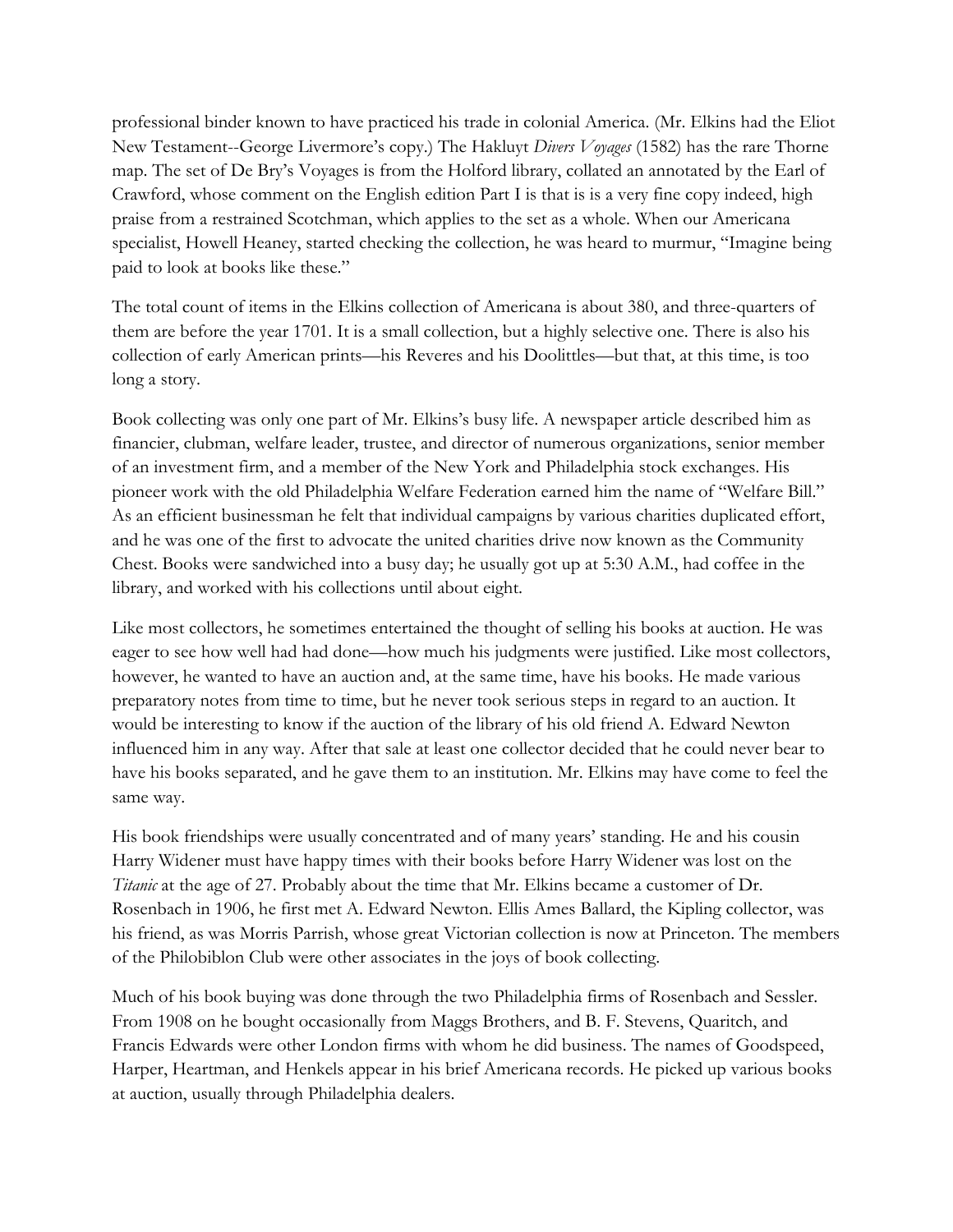professional binder known to have practiced his trade in colonial America. (Mr. Elkins had the Eliot New Testament--George Livermore's copy.) The Hakluyt *Divers Voyages* (1582) has the rare Thorne map. The set of De Bry's Voyages is from the Holford library, collated an annotated by the Earl of Crawford, whose comment on the English edition Part I is that is is a very fine copy indeed, high praise from a restrained Scotchman, which applies to the set as a whole. When our Americana specialist, Howell Heaney, started checking the collection, he was heard to murmur, "Imagine being paid to look at books like these."

The total count of items in the Elkins collection of Americana is about 380, and three-quarters of them are before the year 1701. It is a small collection, but a highly selective one. There is also his collection of early American prints—his Reveres and his Doolittles—but that, at this time, is too long a story.

Book collecting was only one part of Mr. Elkins's busy life. A newspaper article described him as financier, clubman, welfare leader, trustee, and director of numerous organizations, senior member of an investment firm, and a member of the New York and Philadelphia stock exchanges. His pioneer work with the old Philadelphia Welfare Federation earned him the name of "Welfare Bill." As an efficient businessman he felt that individual campaigns by various charities duplicated effort, and he was one of the first to advocate the united charities drive now known as the Community Chest. Books were sandwiched into a busy day; he usually got up at 5:30 A.M., had coffee in the library, and worked with his collections until about eight.

Like most collectors, he sometimes entertained the thought of selling his books at auction. He was eager to see how well had had done—how much his judgments were justified. Like most collectors, however, he wanted to have an auction and, at the same time, have his books. He made various preparatory notes from time to time, but he never took serious steps in regard to an auction. It would be interesting to know if the auction of the library of his old friend A. Edward Newton influenced him in any way. After that sale at least one collector decided that he could never bear to have his books separated, and he gave them to an institution. Mr. Elkins may have come to feel the same way.

His book friendships were usually concentrated and of many years' standing. He and his cousin Harry Widener must have happy times with their books before Harry Widener was lost on the *Titanic* at the age of 27. Probably about the time that Mr. Elkins became a customer of Dr. Rosenbach in 1906, he first met A. Edward Newton. Ellis Ames Ballard, the Kipling collector, was his friend, as was Morris Parrish, whose great Victorian collection is now at Princeton. The members of the Philobiblon Club were other associates in the joys of book collecting.

Much of his book buying was done through the two Philadelphia firms of Rosenbach and Sessler. From 1908 on he bought occasionally from Maggs Brothers, and B. F. Stevens, Quaritch, and Francis Edwards were other London firms with whom he did business. The names of Goodspeed, Harper, Heartman, and Henkels appear in his brief Americana records. He picked up various books at auction, usually through Philadelphia dealers.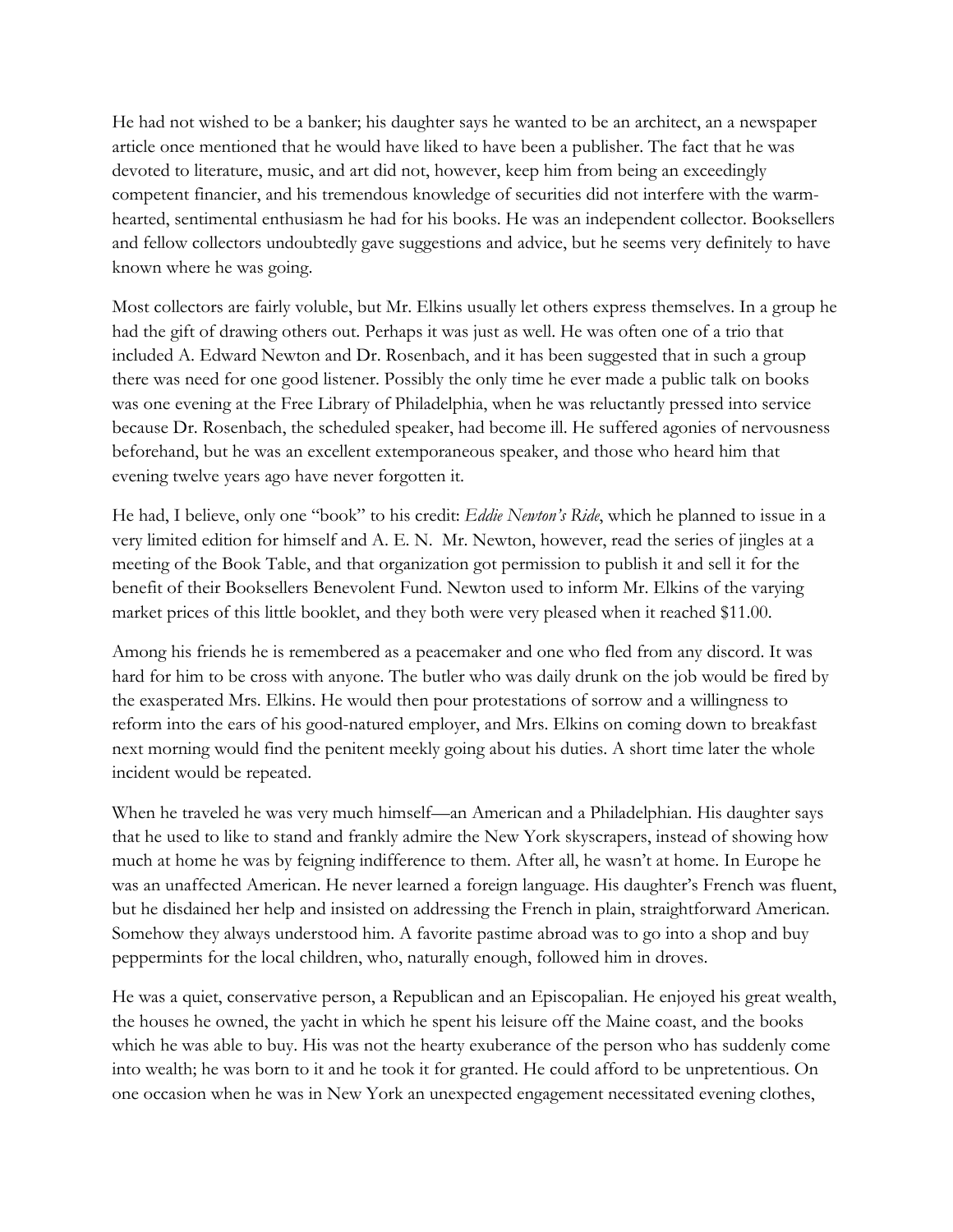He had not wished to be a banker; his daughter says he wanted to be an architect, an a newspaper article once mentioned that he would have liked to have been a publisher. The fact that he was devoted to literature, music, and art did not, however, keep him from being an exceedingly competent financier, and his tremendous knowledge of securities did not interfere with the warm-hearted, sentimental enthusiasm he had for his books. He was an independent collector. Booksellers and fellow collectors undoubtedly gave suggestions and advice, but he seems very definitely to have known where he was going.

Most collectors are fairly voluble, but Mr. Elkins usually let others express themselves. In a group he had the gift of drawing others out. Perhaps it was just as well. He was often one of a trio that included A. Edward Newton and Dr. Rosenbach, and it has been suggested that in such a group there was need for one good listener. Possibly the only time he ever made a public talk on books was one evening at the Free Library of Philadelphia, when he was reluctantly pressed into service because Dr. Rosenbach, the scheduled speaker, had become ill. He suffered agonies of nervousness beforehand, but he was an excellent extemporaneous speaker, and those who heard him that evening twelve years ago have never forgotten it.

He had, I believe, only one "book" to his credit: *Eddie Newton's Ride*, which he planned to issue in a very limited edition for himself and A. E. N. Mr. Newton, however, read the series of jingles at a meeting of the Book Table, and that organization got permission to publish it and sell it for the benefit of their Booksellers Benevolent Fund. Newton used to inform Mr. Elkins of the varying market prices of this little booklet, and they both were very pleased when it reached $11.00.

Among his friends he is remembered as a peacemaker and one who fled from any discord. It was hard for him to be cross with anyone. The butler who was daily drunk on the job would be fired by the exasperated Mrs. Elkins. He would then pour protestations of sorrow and a willingness to reform into the ears of his good-natured employer, and Mrs. Elkins on coming down to breakfast next morning would find the penitent meekly going about his duties. A short time later the whole incident would be repeated.

When he traveled he was very much himself—an American and a Philadelphian. His daughter says that he used to like to stand and frankly admire the New York skyscrapers, instead of showing how much at home he was by feigning indifference to them. After all, he wasn't at home. In Europe he was an unaffected American. He never learned a foreign language. His daughter's French was fluent, but he disdained her help and insisted on addressing the French in plain, straightforward American. Somehow they always understood him. A favorite pastime abroad was to go into a shop and buy peppermints for the local children, who, naturally enough, followed him in droves.

He was a quiet, conservative person, a Republican and an Episcopalian. He enjoyed his great wealth, the houses he owned, the yacht in which he spent his leisure off the Maine coast, and the books which he was able to buy. His was not the hearty exuberance of the person who has suddenly come into wealth; he was born to it and he took it for granted. He could afford to be unpretentious. On one occasion when he was in New York an unexpected engagement necessitated evening clothes,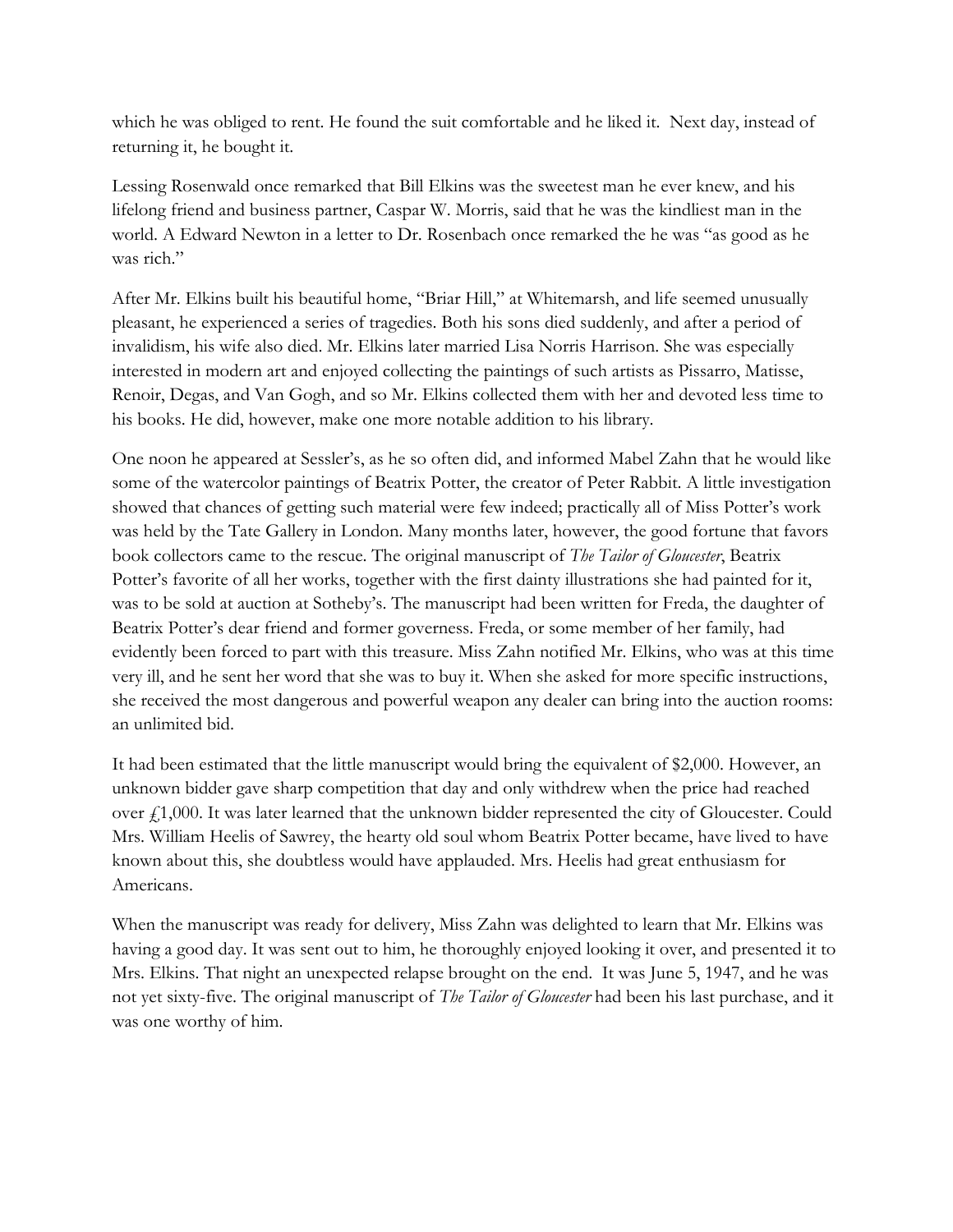which he was obliged to rent. He found the suit comfortable and he liked it. Next day, instead of returning it, he bought it.

Lessing Rosenwald once remarked that Bill Elkins was the sweetest man he ever knew, and his lifelong friend and business partner, Caspar W. Morris, said that he was the kindliest man in the world. A Edward Newton in a letter to Dr. Rosenbach once remarked the he was "as good as he was rich."

After Mr. Elkins built his beautiful home, "Briar Hill," at Whitemarsh, and life seemed unusually pleasant, he experienced a series of tragedies. Both his sons died suddenly, and after a period of invalidism, his wife also died. Mr. Elkins later married Lisa Norris Harrison. She was especially interested in modern art and enjoyed collecting the paintings of such artists as Pissarro, Matisse, Renoir, Degas, and Van Gogh, and so Mr. Elkins collected them with her and devoted less time to his books. He did, however, make one more notable addition to his library.

One noon he appeared at Sessler's, as he so often did, and informed Mabel Zahn that he would like some of the watercolor paintings of Beatrix Potter, the creator of Peter Rabbit. A little investigation showed that chances of getting such material were few indeed; practically all of Miss Potter's work was held by the Tate Gallery in London. Many months later, however, the good fortune that favors book collectors came to the rescue. The original manuscript of *The Tailor of Gloucester*, Beatrix Potter's favorite of all her works, together with the first dainty illustrations she had painted for it, was to be sold at auction at Sotheby's. The manuscript had been written for Freda, the daughter of Beatrix Potter's dear friend and former governess. Freda, or some member of her family, had evidently been forced to part with this treasure. Miss Zahn notified Mr. Elkins, who was at this time very ill, and he sent her word that she was to buy it. When she asked for more specific instructions, she received the most dangerous and powerful weapon any dealer can bring into the auction rooms: an unlimited bid.

It had been estimated that the little manuscript would bring the equivalent of $2,000. However, an unknown bidder gave sharp competition that day and only withdrew when the price had reached over £1,000. It was later learned that the unknown bidder represented the city of Gloucester. Could Mrs. William Heelis of Sawrey, the hearty old soul whom Beatrix Potter became, have lived to have known about this, she doubtless would have applauded. Mrs. Heelis had great enthusiasm for Americans.

When the manuscript was ready for delivery, Miss Zahn was delighted to learn that Mr. Elkins was having a good day. It was sent out to him, he thoroughly enjoyed looking it over, and presented it to Mrs. Elkins. That night an unexpected relapse brought on the end. It was June 5, 1947, and he was not yet sixty-five. The original manuscript of *The Tailor of Gloucester* had been his last purchase, and it was one worthy of him.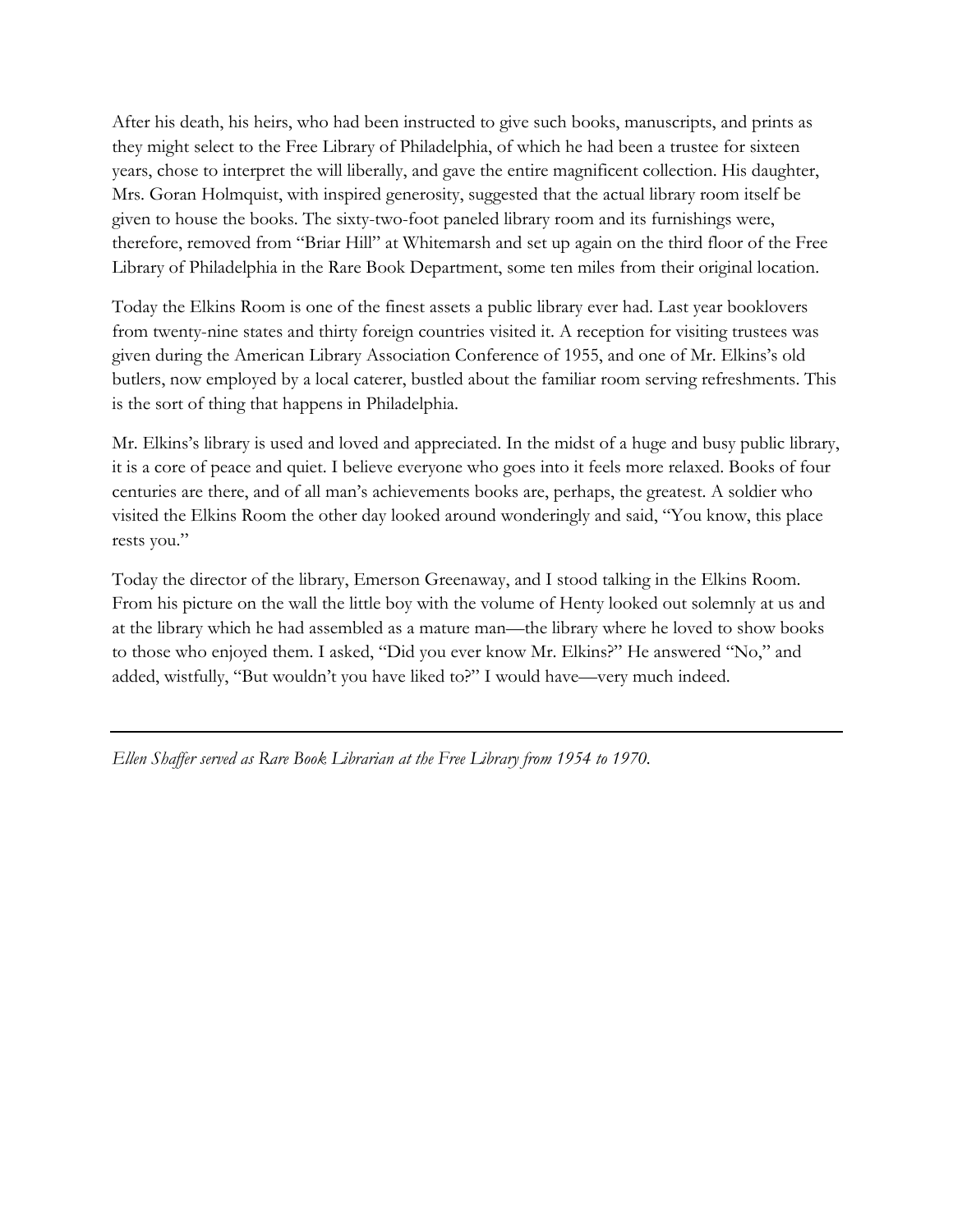After his death, his heirs, who had been instructed to give such books, manuscripts, and prints as they might select to the Free Library of Philadelphia, of which he had been a trustee for sixteen years, chose to interpret the will liberally, and gave the entire magnificent collection. His daughter, Mrs. Goran Holmquist, with inspired generosity, suggested that the actual library room itself be given to house the books. The sixty-two-foot paneled library room and its furnishings were, therefore, removed from "Briar Hill" at Whitemarsh and set up again on the third floor of the Free Library of Philadelphia in the Rare Book Department, some ten miles from their original location.

Today the Elkins Room is one of the finest assets a public library ever had. Last year booklovers from twenty-nine states and thirty foreign countries visited it. A reception for visiting trustees was given during the American Library Association Conference of 1955, and one of Mr. Elkins's old butlers, now employed by a local caterer, bustled about the familiar room serving refreshments. This is the sort of thing that happens in Philadelphia.

Mr. Elkins's library is used and loved and appreciated. In the midst of a huge and busy public library, it is a core of peace and quiet. I believe everyone who goes into it feels more relaxed. Books of four centuries are there, and of all man's achievements books are, perhaps, the greatest. A soldier who visited the Elkins Room the other day looked around wonderingly and said, "You know, this place rests you."

Today the director of the library, Emerson Greenaway, and I stood talking in the Elkins Room. From his picture on the wall the little boy with the volume of Henty looked out solemnly at us and at the library which he had assembled as a mature man—the library where he loved to show books to those who enjoyed them. I asked, "Did you ever know Mr. Elkins?" He answered "No," and added, wistfully, "But wouldn't you have liked to?" I would have—very much indeed.

---

*Ellen Shaffer served as Rare Book Librarian at the Free Library from 1954 to 1970.*